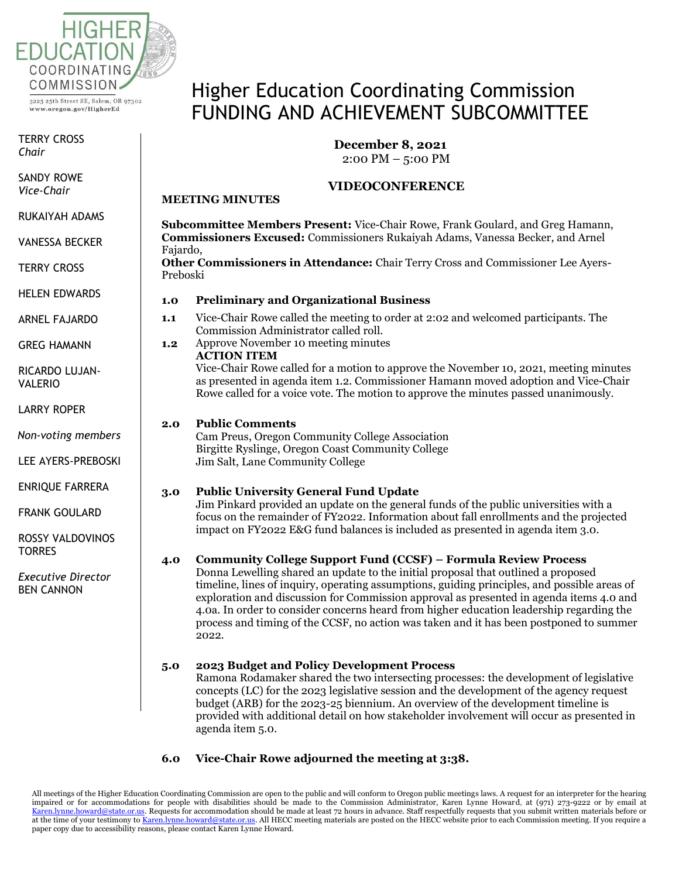HIGHER EDUCATION COORDINATING COMMISSION

3225 25th Street SE, Salem, OR 97302
www.oregon.gov/HigherEd

TERRY CROSS
*Chair*

SANDY ROWE
*Vice-Chair*

RUKAIYAH ADAMS

VANESSA BECKER

TERRY CROSS

HELEN EDWARDS

ARNEL FAJARDO

GREG HAMANN

RICARDO LUJAN-VALERIO

LARRY ROPER

*Non-voting members*

LEE AYERS-PREBOSKI

ENRIQUE FARRERA

FRANK GOULARD

ROSSY VALDOVINOS TORRES

*Executive Director*
BEN CANNON

# Higher Education Coordinating Commission FUNDING AND ACHIEVEMENT SUBCOMMITTEE

**December 8, 2021**
2:00 PM – 5:00 PM

**VIDEOCONFERENCE**

**MEETING MINUTES**

**Subcommittee Members Present:** Vice-Chair Rowe, Frank Goulard, and Greg Hamann,
**Commissioners Excused:** Commissioners Rukaiyah Adams, Vanessa Becker, and Arnel Fajardo,
**Other Commissioners in Attendance:** Chair Terry Cross and Commissioner Lee Ayers-Preboski

### 1.0 Preliminary and Organizational Business

**1.1** Vice-Chair Rowe called the meeting to order at 2:02 and welcomed participants. The Commission Administrator called roll.

**1.2** Approve November 10 meeting minutes
**ACTION ITEM**
Vice-Chair Rowe called for a motion to approve the November 10, 2021, meeting minutes as presented in agenda item 1.2. Commissioner Hamann moved adoption and Vice-Chair Rowe called for a voice vote. The motion to approve the minutes passed unanimously.

### 2.0 Public Comments

Cam Preus, Oregon Community College Association
Birgitte Ryslinge, Oregon Coast Community College
Jim Salt, Lane Community College

### 3.0 Public University General Fund Update

Jim Pinkard provided an update on the general funds of the public universities with a focus on the remainder of FY2022. Information about fall enrollments and the projected impact on FY2022 E&G fund balances is included as presented in agenda item 3.0.

### 4.0 Community College Support Fund (CCSF) – Formula Review Process

Donna Lewelling shared an update to the initial proposal that outlined a proposed timeline, lines of inquiry, operating assumptions, guiding principles, and possible areas of exploration and discussion for Commission approval as presented in agenda items 4.0 and 4.0a. In order to consider concerns heard from higher education leadership regarding the process and timing of the CCSF, no action was taken and it has been postponed to summer 2022.

### 5.0 2023 Budget and Policy Development Process

Ramona Rodamaker shared the two intersecting processes: the development of legislative concepts (LC) for the 2023 legislative session and the development of the agency request budget (ARB) for the 2023-25 biennium. An overview of the development timeline is provided with additional detail on how stakeholder involvement will occur as presented in agenda item 5.0.

### 6.0 Vice-Chair Rowe adjourned the meeting at 3:38.

All meetings of the Higher Education Coordinating Commission are open to the public and will conform to Oregon public meetings laws. A request for an interpreter for the hearing impaired or for accommodations for people with disabilities should be made to the Commission Administrator, Karen Lynne Howard, at (971) 273-9222 or by email at Karen.lynne.howard@state.or.us. Requests for accommodation should be made at least 72 hours in advance. Staff respectfully requests that you submit written materials before or at the time of your testimony to Karen.lynne.howard@state.or.us. All HECC meeting materials are posted on the HECC website prior to each Commission meeting. If you require a paper copy due to accessibility reasons, please contact Karen Lynne Howard.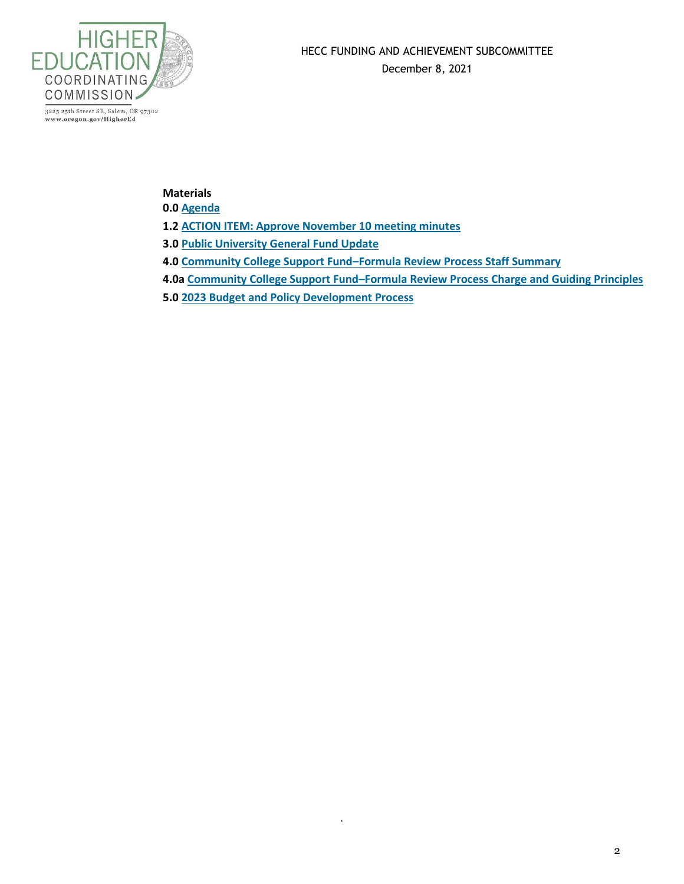HECC FUNDING AND ACHIEVEMENT SUBCOMMITTEE

December 8, 2021

**Materials**

**0.0** Agenda

**1.2** ACTION ITEM: Approve November 10 meeting minutes

**3.0** Public University General Fund Update

**4.0** Community College Support Fund–Formula Review Process Staff Summary

**4.0a** Community College Support Fund–Formula Review Process Charge and Guiding Principles

**5.0** 2023 Budget and Policy Development Process